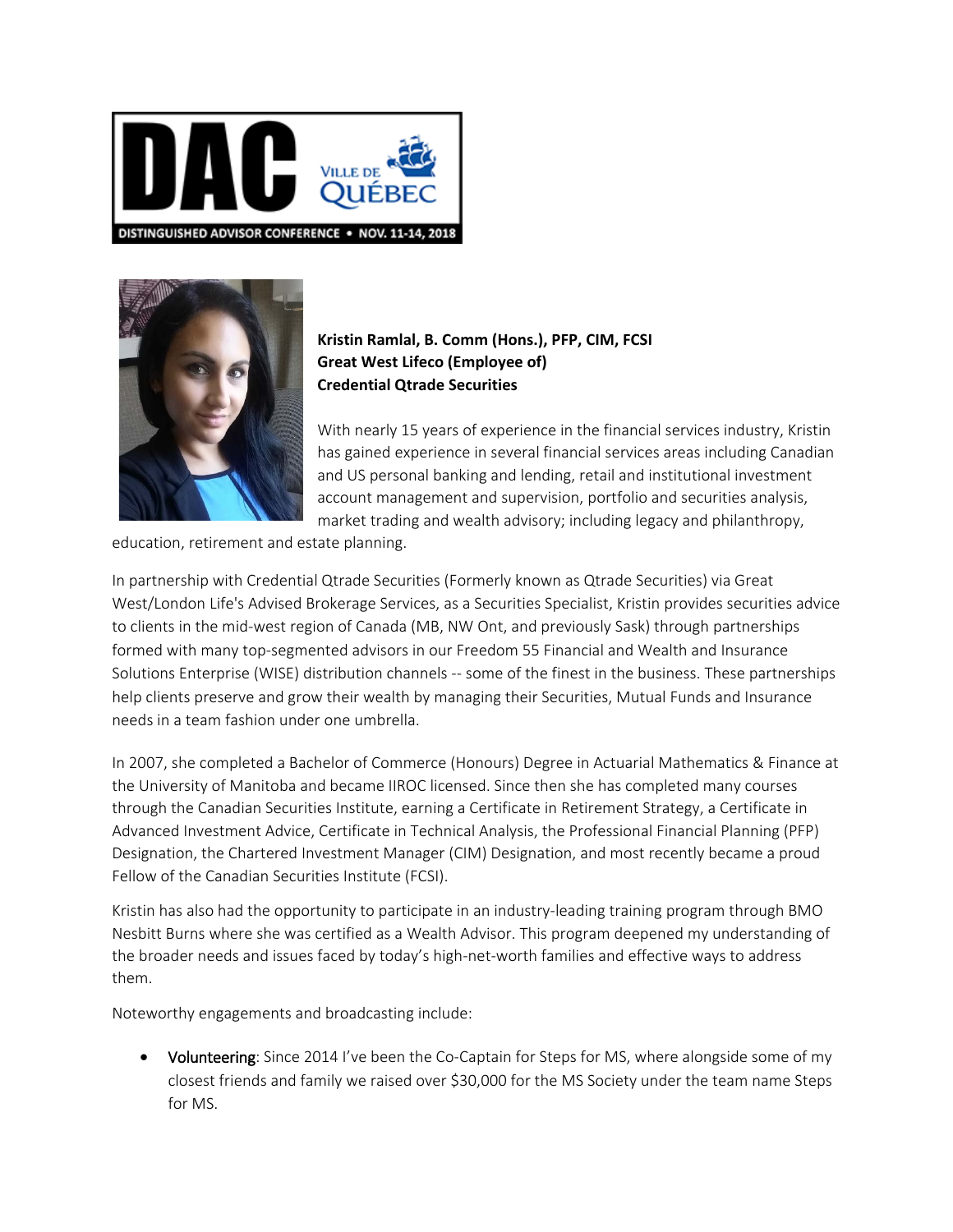DAC VILLE DE QUÉBEC

DISTINGUISHED ADVISOR CONFERENCE • NOV. 11-14, 2018

**Kristin Ramlal, B. Comm (Hons.), PFP, CIM, FCSI**
**Great West Lifeco (Employee of)**
**Credential Qtrade Securities**

With nearly 15 years of experience in the financial services industry, Kristin has gained experience in several financial services areas including Canadian and US personal banking and lending, retail and institutional investment account management and supervision, portfolio and securities analysis, market trading and wealth advisory; including legacy and philanthropy, education, retirement and estate planning.

In partnership with Credential Qtrade Securities (Formerly known as Qtrade Securities) via Great West/London Life's Advised Brokerage Services, as a Securities Specialist, Kristin provides securities advice to clients in the mid-west region of Canada (MB, NW Ont, and previously Sask) through partnerships formed with many top-segmented advisors in our Freedom 55 Financial and Wealth and Insurance Solutions Enterprise (WISE) distribution channels -- some of the finest in the business. These partnerships help clients preserve and grow their wealth by managing their Securities, Mutual Funds and Insurance needs in a team fashion under one umbrella.

In 2007, she completed a Bachelor of Commerce (Honours) Degree in Actuarial Mathematics & Finance at the University of Manitoba and became IIROC licensed. Since then she has completed many courses through the Canadian Securities Institute, earning a Certificate in Retirement Strategy, a Certificate in Advanced Investment Advice, Certificate in Technical Analysis, the Professional Financial Planning (PFP) Designation, the Chartered Investment Manager (CIM) Designation, and most recently became a proud Fellow of the Canadian Securities Institute (FCSI).

Kristin has also had the opportunity to participate in an industry-leading training program through BMO Nesbitt Burns where she was certified as a Wealth Advisor. This program deepened my understanding of the broader needs and issues faced by today's high-net-worth families and effective ways to address them.

Noteworthy engagements and broadcasting include:

- Volunteering: Since 2014 I've been the Co-Captain for Steps for MS, where alongside some of my closest friends and family we raised over $30,000 for the MS Society under the team name Steps for MS.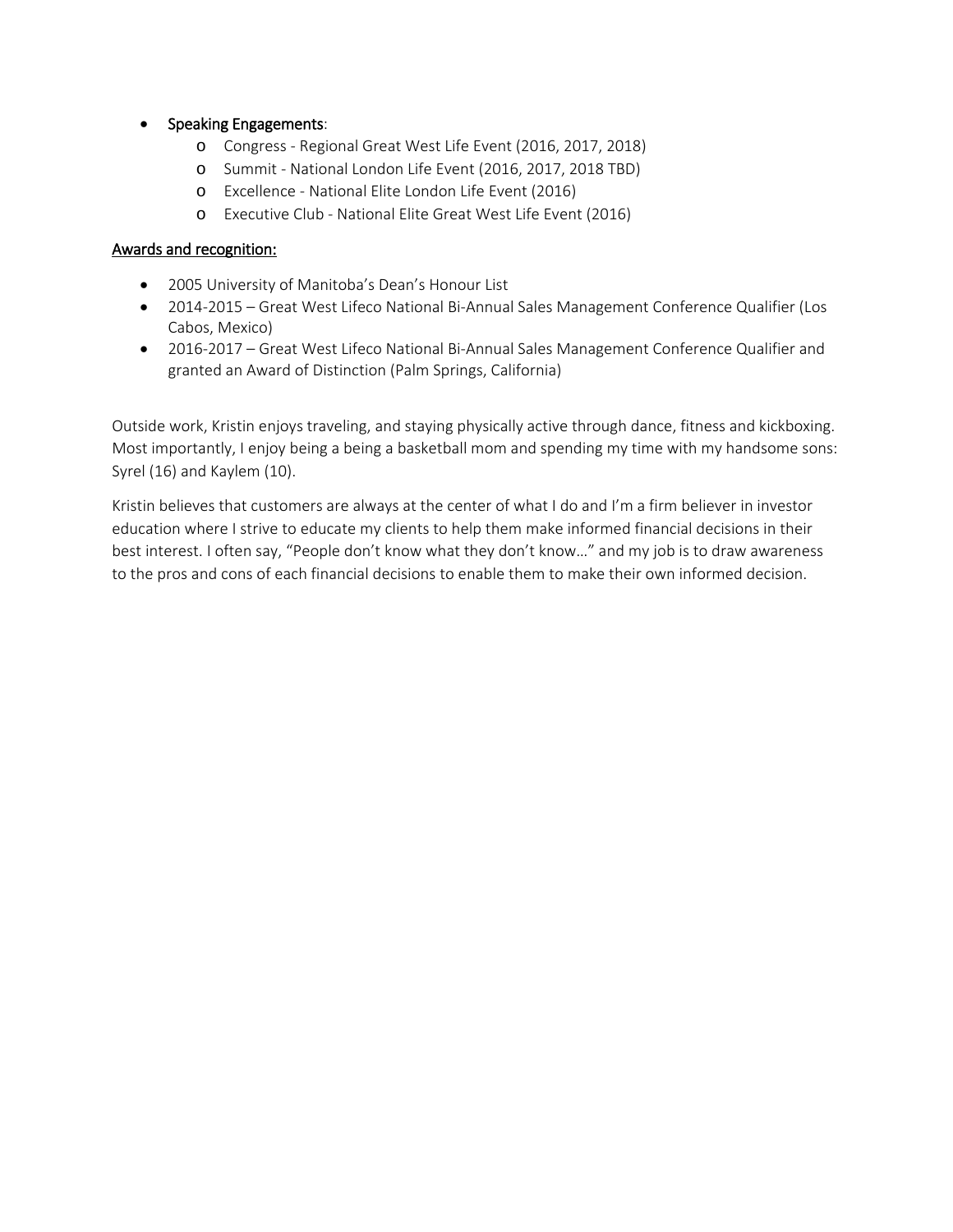- Speaking Engagements:
  - Congress - Regional Great West Life Event (2016, 2017, 2018)
  - Summit - National London Life Event (2016, 2017, 2018 TBD)
  - Excellence - National Elite London Life Event (2016)
  - Executive Club - National Elite Great West Life Event (2016)

<u>Awards and recognition:</u>

- 2005 University of Manitoba's Dean's Honour List
- 2014-2015 – Great West Lifeco National Bi-Annual Sales Management Conference Qualifier (Los Cabos, Mexico)
- 2016-2017 – Great West Lifeco National Bi-Annual Sales Management Conference Qualifier and granted an Award of Distinction (Palm Springs, California)

Outside work, Kristin enjoys traveling, and staying physically active through dance, fitness and kickboxing. Most importantly, I enjoy being a being a basketball mom and spending my time with my handsome sons: Syrel (16) and Kaylem (10).

Kristin believes that customers are always at the center of what I do and I'm a firm believer in investor education where I strive to educate my clients to help them make informed financial decisions in their best interest. I often say, "People don't know what they don't know…" and my job is to draw awareness to the pros and cons of each financial decisions to enable them to make their own informed decision.